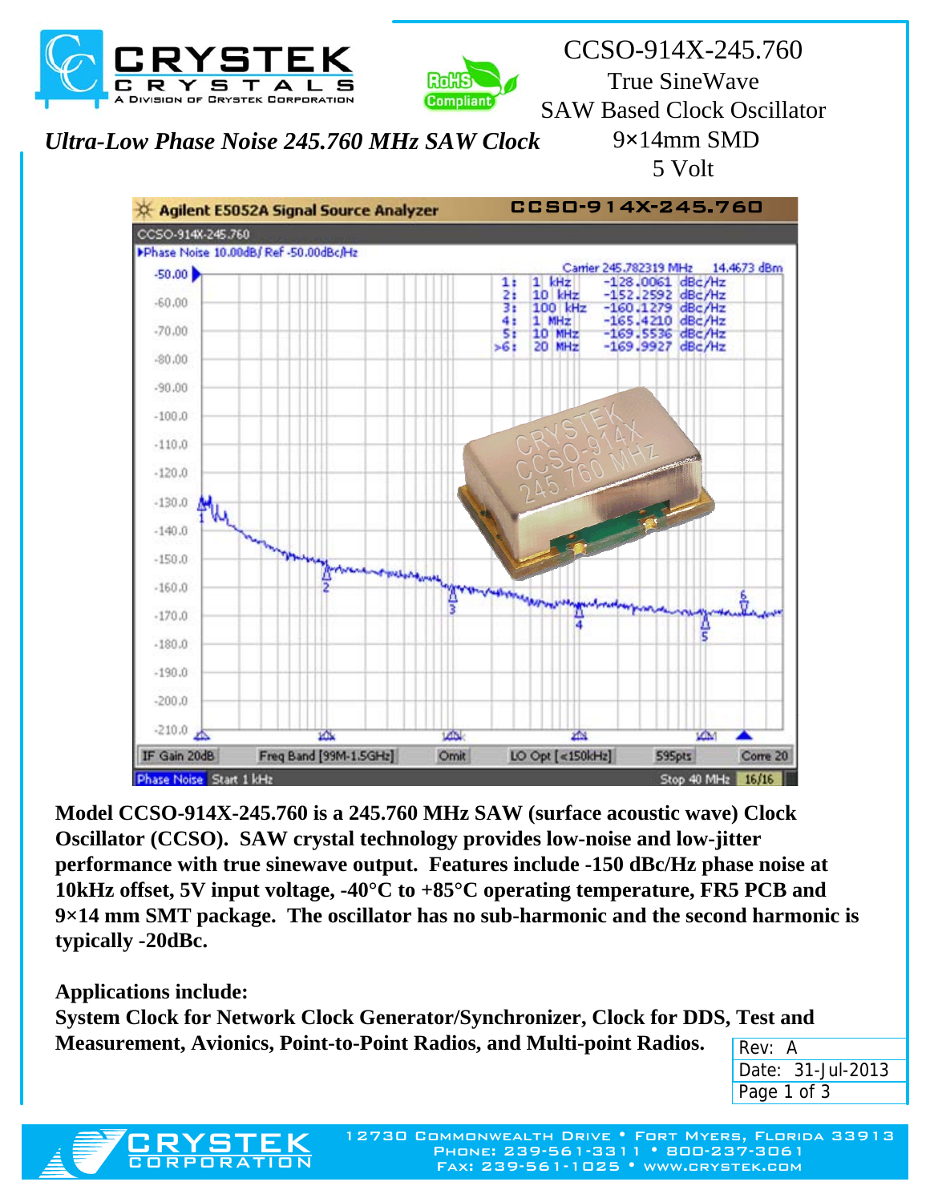# CCSO-914X-245.760

True SineWave
SAW Based Clock Oscillator
9×14mm SMD
5 Volt

## *Ultra-Low Phase Noise 245.760 MHz SAW Clock*

| Marker | Offset | Phase Noise |
|---|---|---|
| 1 | 1 kHz | -128.0061 dBc/Hz |
| 2 | 10 kHz | -152.2592 dBc/Hz |
| 3 | 100 kHz | -160.1279 dBc/Hz |
| 4 | 1 MHz | -165.4210 dBc/Hz |
| 5 | 10 MHz | -169.5536 dBc/Hz |
| 6 | 20 MHz | -169.9927 dBc/Hz |

Carrier 245.782319 MHz 14.4673 dBm

**Model CCSO-914X-245.760 is a 245.760 MHz SAW (surface acoustic wave) Clock Oscillator (CCSO). SAW crystal technology provides low-noise and low-jitter performance with true sinewave output. Features include -150 dBc/Hz phase noise at 10kHz offset, 5V input voltage, -40°C to +85°C operating temperature, FR5 PCB and 9×14 mm SMT package. The oscillator has no sub-harmonic and the second harmonic is typically -20dBc.**

**Applications include:**
**System Clock for Network Clock Generator/Synchronizer, Clock for DDS, Test and Measurement, Avionics, Point-to-Point Radios, and Multi-point Radios.**

Rev: A
Date: 31-Jul-2013

12730 Commonwealth Drive • Fort Myers, Florida 33913
Phone: 239-561-3311 • 800-237-3061
Fax: 239-561-1025 • www.crystek.com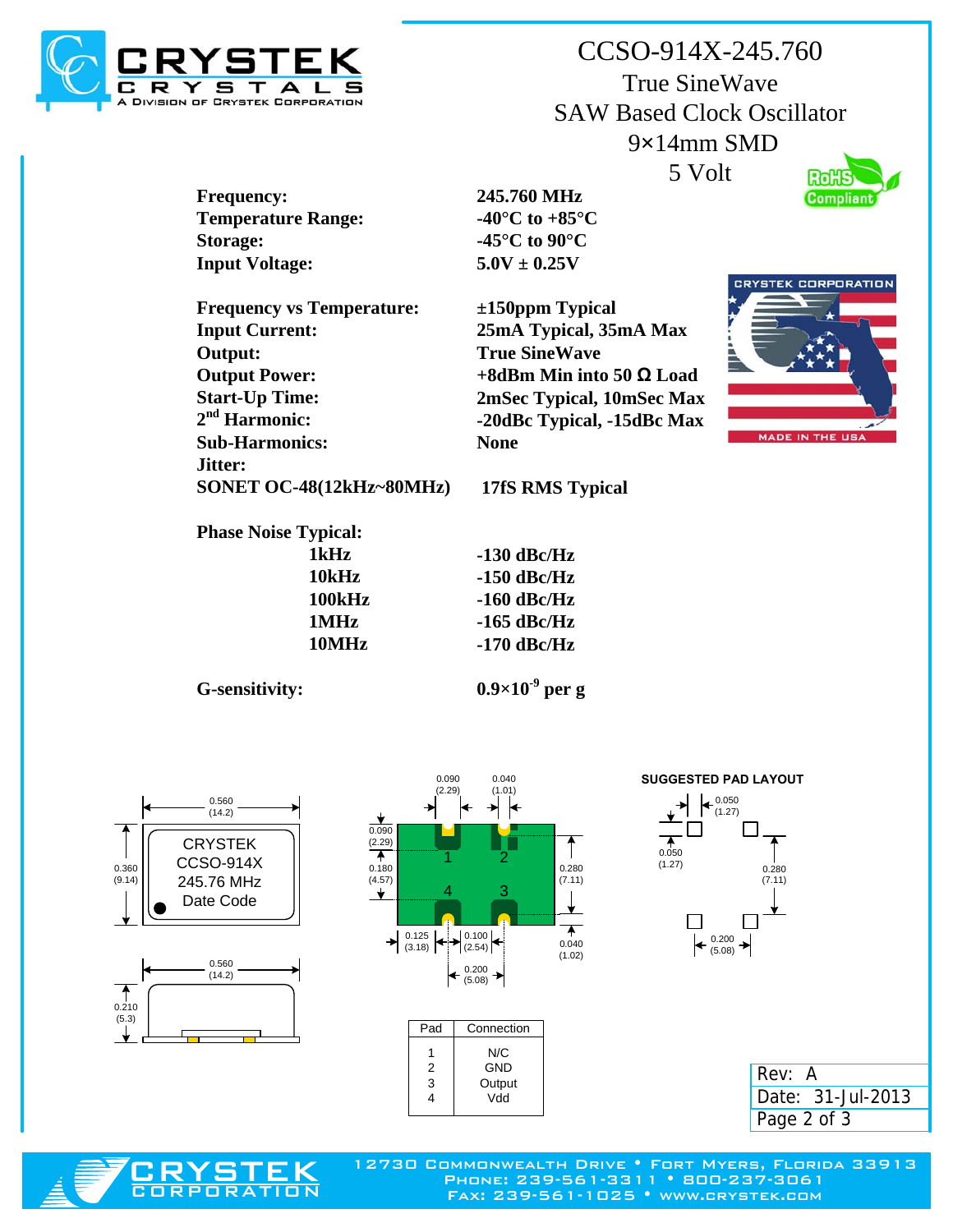# CCSO-914X-245.760

True SineWave
SAW Based Clock Oscillator
9×14mm SMD
5 Volt

| | |
|---|---|
| **Frequency:** | **245.760 MHz** |
| **Temperature Range:** | **-40°C to +85°C** |
| **Storage:** | **-45°C to 90°C** |
| **Input Voltage:** | **5.0V ± 0.25V** |
| **Frequency vs Temperature:** | **±150ppm Typical** |
| **Input Current:** | **25mA Typical, 35mA Max** |
| **Output:** | **True SineWave** |
| **Output Power:** | **+8dBm Min into 50 Ω Load** |
| **Start-Up Time:** | **2mSec Typical, 10mSec Max** |
| **2nd Harmonic:** | **-20dBc Typical, -15dBc Max** |
| **Sub-Harmonics:** | **None** |
| **Jitter:** | |
| **SONET OC-48(12kHz~80MHz)** | **17fS RMS Typical** |

**Phase Noise Typical:**

| | |
|---|---|
| **1kHz** | **-130 dBc/Hz** |
| **10kHz** | **-150 dBc/Hz** |
| **100kHz** | **-160 dBc/Hz** |
| **1MHz** | **-165 dBc/Hz** |
| **10MHz** | **-170 dBc/Hz** |

**G-sensitivity:** **$0.9\times10^{-9}$ per g**

CRYSTEK
CCSO-914X
245.76 MHz
Date Code

**SUGGESTED PAD LAYOUT**

| Pad | Connection |
|---|---|
| 1 | N/C |
| 2 | GND |
| 3 | Output |
| 4 | Vdd |

Rev: A
Date: 31-Jul-2013

12730 Commonwealth Drive • Fort Myers, Florida 33913
Phone: 239-561-3311 • 800-237-3061
Fax: 239-561-1025 • www.crystek.com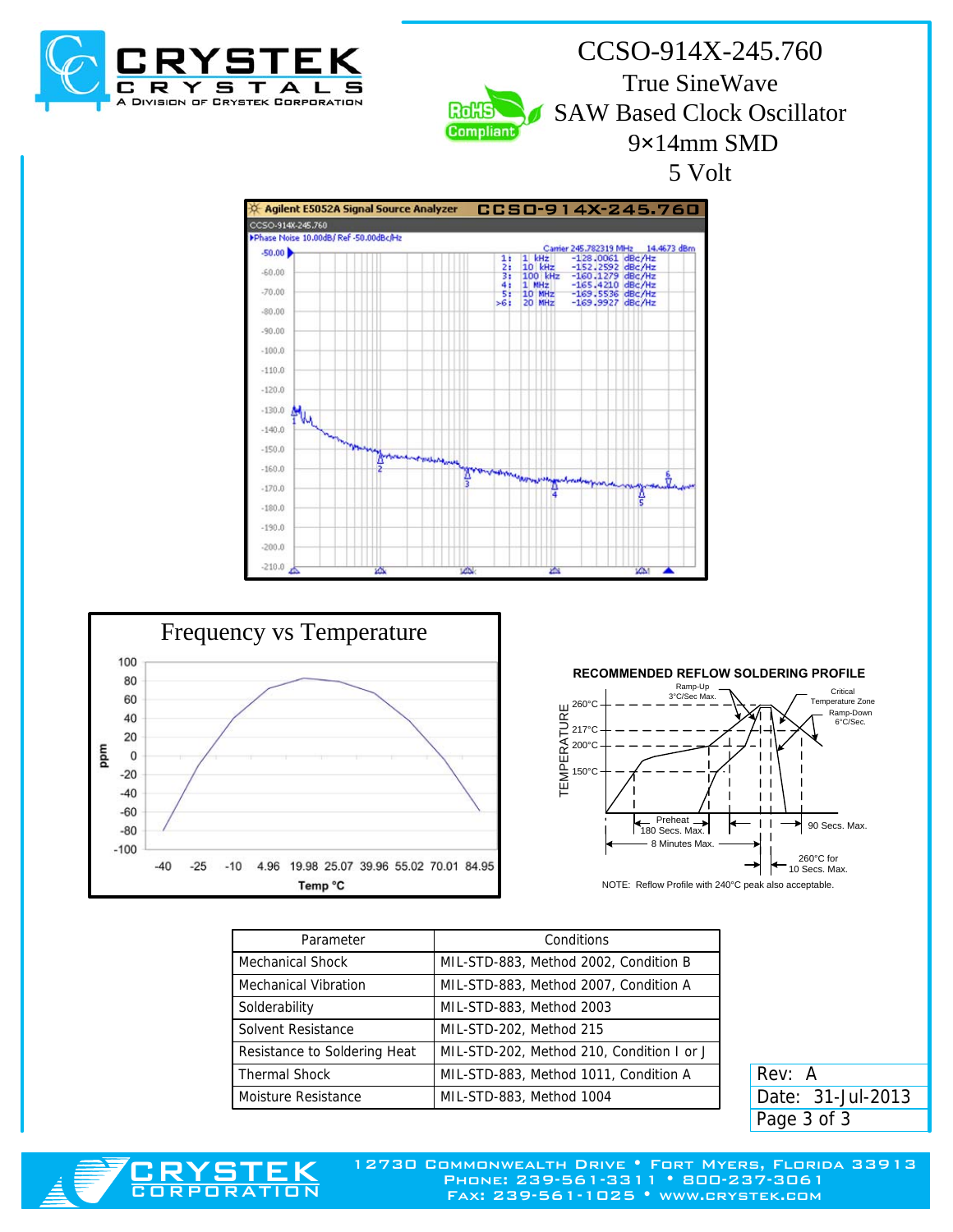# CCSO-914X-245.760

True SineWave
SAW Based Clock Oscillator
9×14mm SMD
5 Volt

Agilent E5052A Signal Source Analyzer CCSO-914X-245.760

CCSO-914X-245.760

Phase Noise 10.00dB/ Ref -50.00dBc/Hz

Carrier 245.782319 MHz 14.4673 dBm

1: 1 kHz -128.0061 dBc/Hz
2: 10 kHz -152.2592 dBc/Hz
3: 100 kHz -160.1279 dBc/Hz
4: 1 MHz -165.4210 dBc/Hz
5: 10 MHz -169.5536 dBc/Hz
>6: 20 MHz -169.9927 dBc/Hz

-50.00
-60.00
-70.00
-80.00
-90.00
-100.0
-110.0
-120.0
-130.0
-140.0
-150.0
-160.0
-170.0
-180.0
-190.0
-200.0
-210.0

## Frequency vs Temperature

ppm

100
80
60
40
20
0
-20
-40
-60
-80
-100

-40 -25 -10 4.96 19.98 25.07 39.96 55.02 70.01 84.95

Temp °C

## RECOMMENDED REFLOW SOLDERING PROFILE

TEMPERATURE

260°C
217°C
200°C
150°C

Ramp-Up 3°C/Sec Max.

Critical Temperature Zone

Ramp-Down 6°C/Sec.

Preheat 180 Secs. Max.

90 Secs. Max.

8 Minutes Max.

260°C for 10 Secs. Max.

NOTE: Reflow Profile with 240°C peak also acceptable.

| Parameter | Conditions |
|---|---|
| Mechanical Shock | MIL-STD-883, Method 2002, Condition B |
| Mechanical Vibration | MIL-STD-883, Method 2007, Condition A |
| Solderability | MIL-STD-883, Method 2003 |
| Solvent Resistance | MIL-STD-202, Method 215 |
| Resistance to Soldering Heat | MIL-STD-202, Method 210, Condition I or J |
| Thermal Shock | MIL-STD-883, Method 1011, Condition A |
| Moisture Resistance | MIL-STD-883, Method 1004 |

Rev: A
Date: 31-Jul-2013

12730 Commonwealth Drive • Fort Myers, Florida 33913
Phone: 239-561-3311 • 800-237-3061
Fax: 239-561-1025 • www.crystek.com